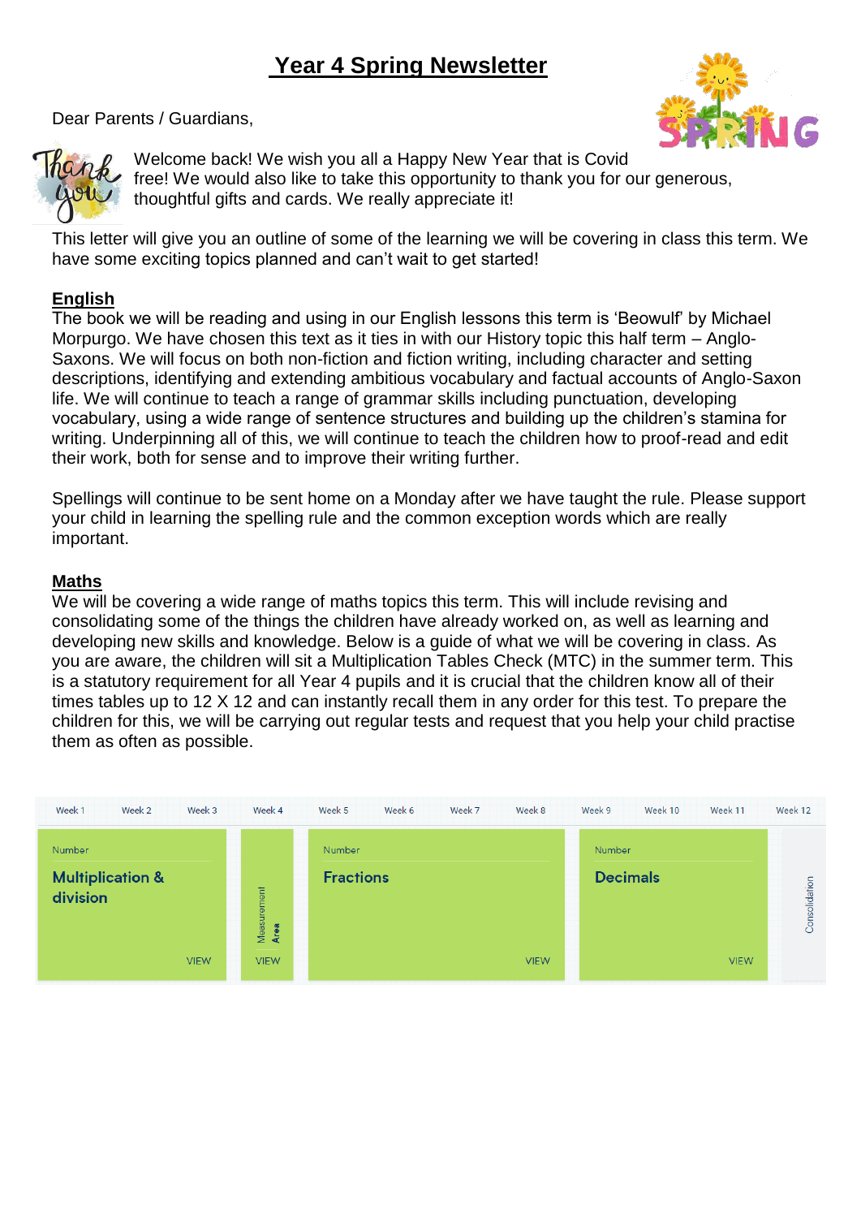# Year 4 Spring Newsletter

Dear Parents / Guardians,

Welcome back! We wish you all a Happy New Year that is Covid free! We would also like to take this opportunity to thank you for our generous, thoughtful gifts and cards. We really appreciate it!

This letter will give you an outline of some of the learning we will be covering in class this term. We have some exciting topics planned and can't wait to get started!

## English

The book we will be reading and using in our English lessons this term is 'Beowulf' by Michael Morpurgo. We have chosen this text as it ties in with our History topic this half term – Anglo-Saxons. We will focus on both non-fiction and fiction writing, including character and setting descriptions, identifying and extending ambitious vocabulary and factual accounts of Anglo-Saxon life. We will continue to teach a range of grammar skills including punctuation, developing vocabulary, using a wide range of sentence structures and building up the children's stamina for writing. Underpinning all of this, we will continue to teach the children how to proof-read and edit their work, both for sense and to improve their writing further.

Spellings will continue to be sent home on a Monday after we have taught the rule. Please support your child in learning the spelling rule and the common exception words which are really important.

## Maths

We will be covering a wide range of maths topics this term. This will include revising and consolidating some of the things the children have already worked on, as well as learning and developing new skills and knowledge. Below is a guide of what we will be covering in class. As you are aware, the children will sit a Multiplication Tables Check (MTC) in the summer term. This is a statutory requirement for all Year 4 pupils and it is crucial that the children know all of their times tables up to 12 X 12 and can instantly recall them in any order for this test. To prepare the children for this, we will be carrying out regular tests and request that you help your child practise them as often as possible.

| Week 1 | Week 2 | Week 3 | Week 4 | Week 5 | Week 6 | Week 7 | Week 8 | Week 9 | Week 10 | Week 11 | Week 12 |
|---|---|---|---|---|---|---|---|---|---|---|---|
| Number: Multiplication & division | | | Measurement: Area | Number: Fractions | | | | Number: Decimals | | | Consolidation |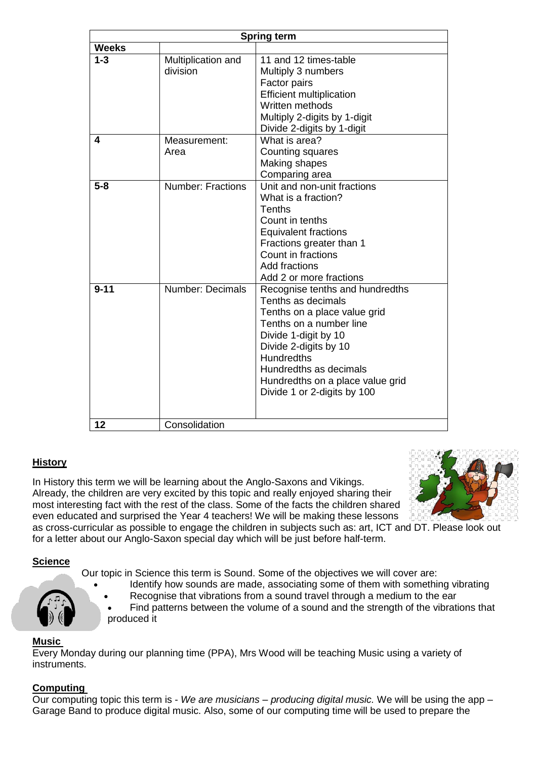| Spring term | | |
|---|---|---|
| **Weeks** | | |
| **1-3** | Multiplication and division | 11 and 12 times-table<br>Multiply 3 numbers<br>Factor pairs<br>Efficient multiplication<br>Written methods<br>Multiply 2-digits by 1-digit<br>Divide 2-digits by 1-digit |
| **4** | Measurement: Area | What is area?<br>Counting squares<br>Making shapes<br>Comparing area |
| **5-8** | Number: Fractions | Unit and non-unit fractions<br>What is a fraction?<br>Tenths<br>Count in tenths<br>Equivalent fractions<br>Fractions greater than 1<br>Count in fractions<br>Add fractions<br>Add 2 or more fractions |
| **9-11** | Number: Decimals | Recognise tenths and hundredths<br>Tenths as decimals<br>Tenths on a place value grid<br>Tenths on a number line<br>Divide 1-digit by 10<br>Divide 2-digits by 10<br>Hundredths<br>Hundredths as decimals<br>Hundredths on a place value grid<br>Divide 1 or 2-digits by 100 |
| **12** | Consolidation | |

## History

In History this term we will be learning about the Anglo-Saxons and Vikings. Already, the children are very excited by this topic and really enjoyed sharing their most interesting fact with the rest of the class. Some of the facts the children shared even educated and surprised the Year 4 teachers! We will be making these lessons as cross-curricular as possible to engage the children in subjects such as: art, ICT and DT. Please look out for a letter about our Anglo-Saxon special day which will be just before half-term.

## Science

Our topic in Science this term is Sound. Some of the objectives we will cover are:

- Identify how sounds are made, associating some of them with something vibrating
- Recognise that vibrations from a sound travel through a medium to the ear
- Find patterns between the volume of a sound and the strength of the vibrations that produced it

## Music

Every Monday during our planning time (PPA), Mrs Wood will be teaching Music using a variety of instruments.

## Computing

Our computing topic this term is - *We are musicians – producing digital music.* We will be using the app – Garage Band to produce digital music. Also, some of our computing time will be used to prepare the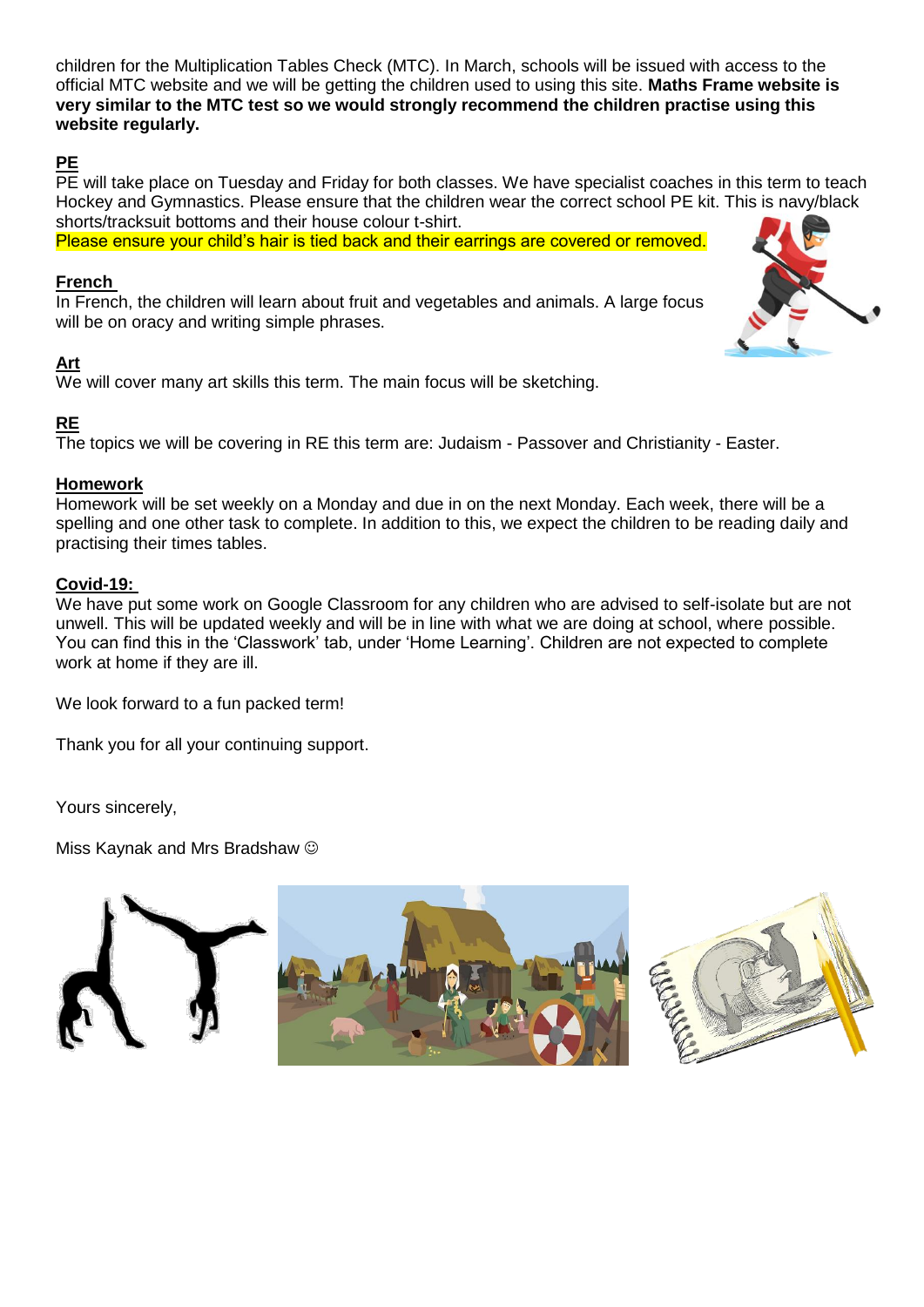children for the Multiplication Tables Check (MTC). In March, schools will be issued with access to the official MTC website and we will be getting the children used to using this site. **Maths Frame website is very similar to the MTC test so we would strongly recommend the children practise using this website regularly.**

## PE

PE will take place on Tuesday and Friday for both classes. We have specialist coaches in this term to teach Hockey and Gymnastics. Please ensure that the children wear the correct school PE kit. This is navy/black shorts/tracksuit bottoms and their house colour t-shirt.

Please ensure your child's hair is tied back and their earrings are covered or removed.

## French

In French, the children will learn about fruit and vegetables and animals. A large focus will be on oracy and writing simple phrases.

## Art

We will cover many art skills this term. The main focus will be sketching.

## RE

The topics we will be covering in RE this term are: Judaism - Passover and Christianity - Easter.

## Homework

Homework will be set weekly on a Monday and due in on the next Monday. Each week, there will be a spelling and one other task to complete. In addition to this, we expect the children to be reading daily and practising their times tables.

## Covid-19:

We have put some work on Google Classroom for any children who are advised to self-isolate but are not unwell. This will be updated weekly and will be in line with what we are doing at school, where possible. You can find this in the 'Classwork' tab, under 'Home Learning'. Children are not expected to complete work at home if they are ill.

We look forward to a fun packed term!

Thank you for all your continuing support.

Yours sincerely,

Miss Kaynak and Mrs Bradshaw ☺